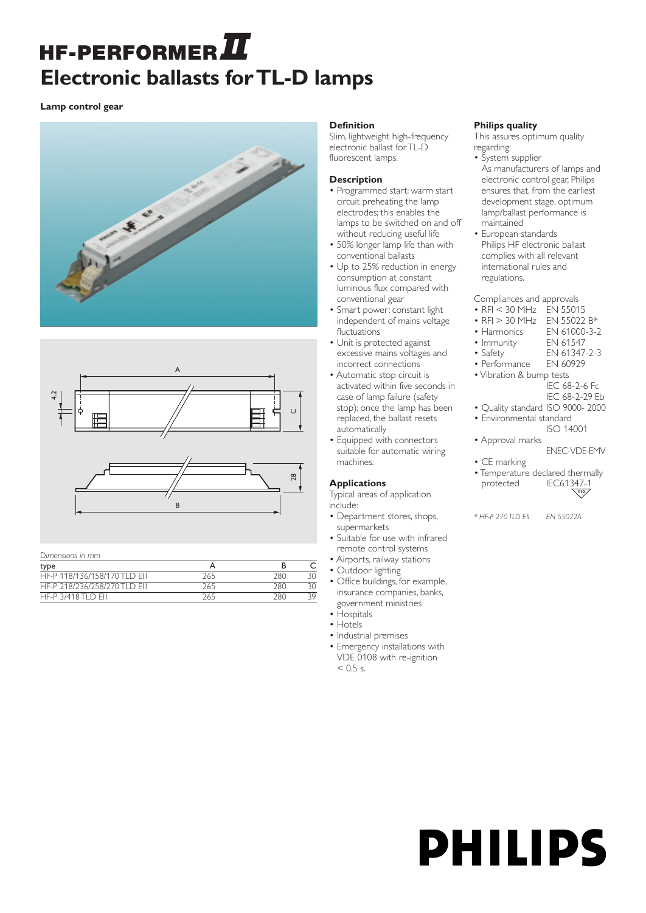# HF-PERFORMER II

## Electronic ballasts for TL-D lamps

**Lamp control gear**

*Dimensions in mm*

| type | A | B | C |
|---|---|---|---|
| HF-P 118/136/158/170 TLD EII | 265 | 280 | 30 |
| HF-P 218/236/258/270 TLD EII | 265 | 280 | 30 |
| HF-P 3/418 TLD EII | 265 | 280 | 39 |

### Definition

Slim, lightweight high-frequency electronic ballast for TL-D fluorescent lamps.

### Description

- Programmed start: warm start circuit preheating the lamp electrodes; this enables the lamps to be switched on and off without reducing useful life
- 50% longer lamp life than with conventional ballasts
- Up to 25% reduction in energy consumption at constant luminous flux compared with conventional gear
- Smart power: constant light independent of mains voltage fluctuations
- Unit is protected against excessive mains voltages and incorrect connections
- Automatic stop circuit is activated within five seconds in case of lamp failure (safety stop); once the lamp has been replaced, the ballast resets automatically
- Equipped with connectors suitable for automatic wiring machines.

### Applications

Typical areas of application include:

- Department stores, shops, supermarkets
- Suitable for use with infrared remote control systems
- Airports, railway stations
- Outdoor lighting
- Office buildings, for example, insurance companies, banks, government ministries
- Hospitals
- Hotels
- Industrial premises
- Emergency installations with VDE 0108 with re-ignition < 0.5 s.

### Philips quality

This assures optimum quality regarding:

- System supplier
  As manufacturers of lamps and electronic control gear, Philips ensures that, from the earliest development stage, optimum lamp/ballast performance is maintained
- European standards
  Philips HF electronic ballast complies with all relevant international rules and regulations.

Compliances and approvals

- RFI < 30 MHz EN 55015
- RFI > 30 MHz EN 55022 B*
- Harmonics EN 61000-3-2
- Immunity EN 61547
- Safety EN 61347-2-3
- Performance EN 60929
- Vibration & bump tests IEC 68-2-6 Fc, IEC 68-2-29 Eb
- Quality standard ISO 9000- 2000
- Environmental standard ISO 14001
- Approval marks ENEC-VDE-EMV
- CE marking
- Temperature declared thermally protected IEC61347-1 (110)

*\* HF-P 270 TLD EII EN 55022A.*

PHILIPS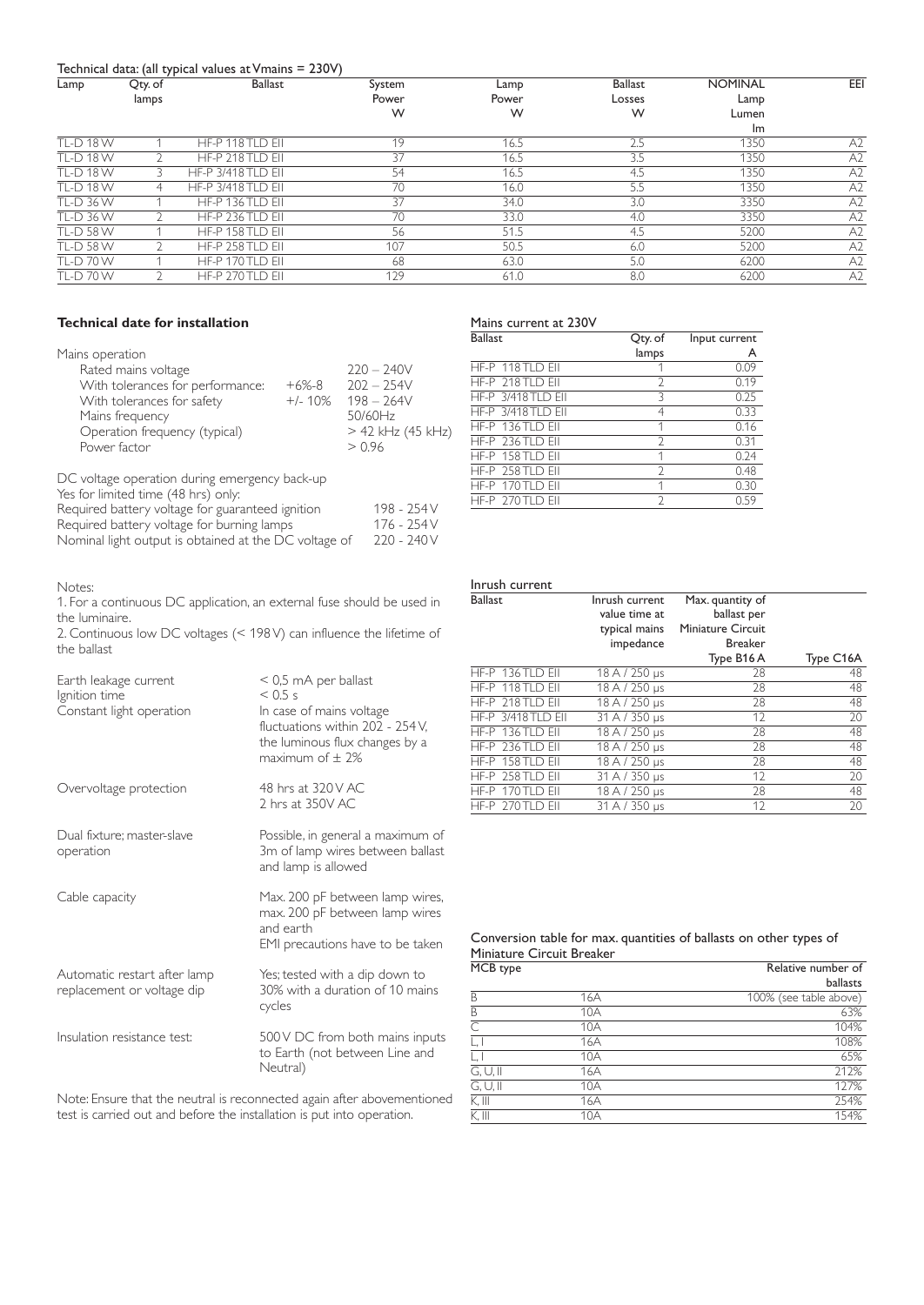Technical data: (all typical values at Vmains = 230V)

| Lamp | Qty. of lamps | Ballast | System Power W | Lamp Power W | Ballast Losses W | NOMINAL Lamp Lumen lm | EEI |
|---|---|---|---|---|---|---|---|
| TL-D 18 W | 1 | HF-P 118 TLD EII | 19 | 16.5 | 2.5 | 1350 | A2 |
| TL-D 18 W | 2 | HF-P 218 TLD EII | 37 | 16.5 | 3.5 | 1350 | A2 |
| TL-D 18 W | 3 | HF-P 3/418 TLD EII | 54 | 16.5 | 4.5 | 1350 | A2 |
| TL-D 18 W | 4 | HF-P 3/418 TLD EII | 70 | 16.0 | 5.5 | 1350 | A2 |
| TL-D 36 W | 1 | HF-P 136 TLD EII | 37 | 34.0 | 3.0 | 3350 | A2 |
| TL-D 36 W | 2 | HF-P 236 TLD EII | 70 | 33.0 | 4.0 | 3350 | A2 |
| TL-D 58 W | 1 | HF-P 158 TLD EII | 56 | 51.5 | 4.5 | 5200 | A2 |
| TL-D 58 W | 2 | HF-P 258 TLD EII | 107 | 50.5 | 6.0 | 5200 | A2 |
| TL-D 70 W | 1 | HF-P 170 TLD EII | 68 | 63.0 | 5.0 | 6200 | A2 |
| TL-D 70 W | 2 | HF-P 270 TLD EII | 129 | 61.0 | 8.0 | 6200 | A2 |

**Technical date for installation**

Mains operation

| | | |
|---|---|---|
| Rated mains voltage | | 220 – 240V |
| With tolerances for performance: | +6%-8 | 202 – 254V |
| With tolerances for safety | +/- 10% | 198 – 264V |
| Mains frequency | | 50/60Hz |
| Operation frequency (typical) | | > 42 kHz (45 kHz) |
| Power factor | | > 0.96 |

DC voltage operation during emergency back-up
Yes for limited time (48 hrs) only:

| | |
|---|---|
| Required battery voltage for guaranteed ignition | 198 - 254 V |
| Required battery voltage for burning lamps | 176 - 254 V |
| Nominal light output is obtained at the DC voltage of | 220 - 240 V |

Notes:
1. For a continuous DC application, an external fuse should be used in the luminaire.
2. Continuous low DC voltages (< 198 V) can influence the lifetime of the ballast

| | |
|---|---|
| Earth leakage current | < 0,5 mA per ballast |
| Ignition time | < 0.5 s |
| Constant light operation | In case of mains voltage fluctuations within 202 - 254 V, the luminous flux changes by a maximum of ± 2% |
| Overvoltage protection | 48 hrs at 320 V AC<br>2 hrs at 350V AC |
| Dual fixture; master-slave operation | Possible, in general a maximum of 3m of lamp wires between ballast and lamp is allowed |
| Cable capacity | Max. 200 pF between lamp wires, max. 200 pF between lamp wires and earth<br>EMI precautions have to be taken |
| Automatic restart after lamp replacement or voltage dip | Yes; tested with a dip down to 30% with a duration of 10 mains cycles |
| Insulation resistance test: | 500 V DC from both mains inputs to Earth (not between Line and Neutral) |

Note: Ensure that the neutral is reconnected again after abovementioned test is carried out and before the installation is put into operation.

Mains current at 230V

| Ballast | Qty. of lamps | Input current A |
|---|---|---|
| HF-P 118 TLD EII | 1 | 0.09 |
| HF-P 218 TLD EII | 2 | 0.19 |
| HF-P 3/418 TLD EII | 3 | 0.25 |
| HF-P 3/418 TLD EII | 4 | 0.33 |
| HF-P 136 TLD EII | 1 | 0.16 |
| HF-P 236 TLD EII | 2 | 0.31 |
| HF-P 158 TLD EII | 1 | 0.24 |
| HF-P 258 TLD EII | 2 | 0.48 |
| HF-P 170 TLD EII | 1 | 0.30 |
| HF-P 270 TLD EII | 2 | 0.59 |

Inrush current

| Ballast | Inrush current value time at typical mains impedance | Max. quantity of ballast per Miniature Circuit Breaker Type B16 A | Type C16A |
|---|---|---|---|
| HF-P 136 TLD EII | 18 A / 250 µs | 28 | 48 |
| HF-P 118 TLD EII | 18 A / 250 µs | 28 | 48 |
| HF-P 218 TLD EII | 18 A / 250 µs | 28 | 48 |
| HF-P 3/418 TLD EII | 31 A / 350 µs | 12 | 20 |
| HF-P 136 TLD EII | 18 A / 250 µs | 28 | 48 |
| HF-P 236 TLD EII | 18 A / 250 µs | 28 | 48 |
| HF-P 158 TLD EII | 18 A / 250 µs | 28 | 48 |
| HF-P 258 TLD EII | 31 A / 350 µs | 12 | 20 |
| HF-P 170 TLD EII | 18 A / 250 µs | 28 | 48 |
| HF-P 270 TLD EII | 31 A / 350 µs | 12 | 20 |

Conversion table for max. quantities of ballasts on other types of Miniature Circuit Breaker

| MCB type | | Relative number of ballasts |
|---|---|---|
| B | 16A | 100% (see table above) |
| B | 10A | 63% |
| C | 10A | 104% |
| L, I | 16A | 108% |
| L, I | 10A | 65% |
| G, U, II | 16A | 212% |
| G, U, II | 10A | 127% |
| K, III | 16A | 254% |
| K, III | 10A | 154% |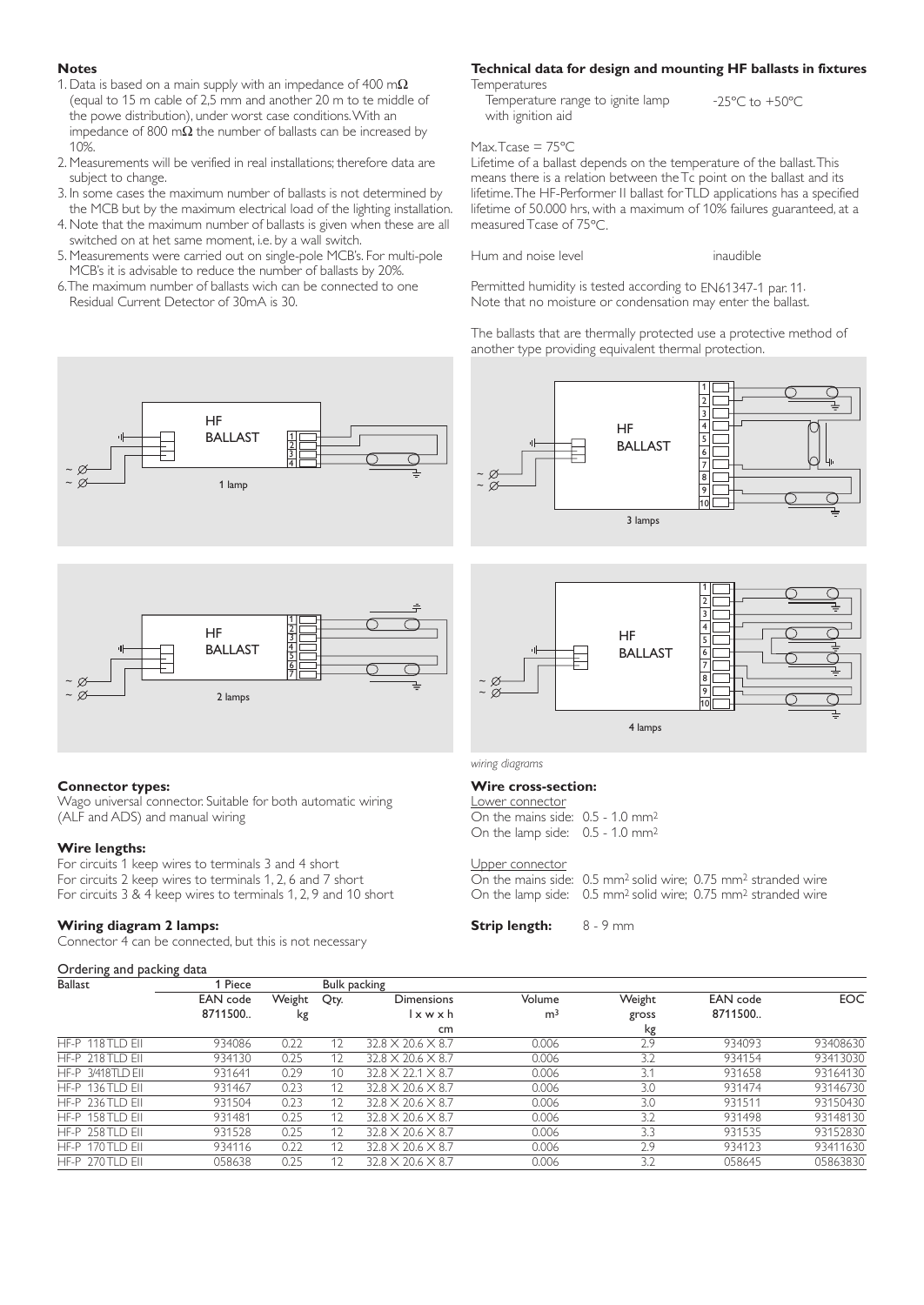**Notes**

1. Data is based on a main supply with an impedance of 400 mΩ (equal to 15 m cable of 2,5 mm and another 20 m to te middle of the powe distribution), under worst case conditions. With an impedance of 800 mΩ the number of ballasts can be increased by 10%.
2. Measurements will be verified in real installations; therefore data are subject to change.
3. In some cases the maximum number of ballasts is not determined by the MCB but by the maximum electrical load of the lighting installation.
4. Note that the maximum number of ballasts is given when these are all switched on at het same moment, i.e. by a wall switch.
5. Measurements were carried out on single-pole MCB's. For multi-pole MCB's it is advisable to reduce the number of ballasts by 20%.
6. The maximum number of ballasts wich can be connected to one Residual Current Detector of 30mA is 30.

**Technical data for design and mounting HF ballasts in fixtures**

Temperatures

Temperature range to ignite lamp with ignition aid: -25ºC to +50ºC

Max. Tcase = 75ºC

Lifetime of a ballast depends on the temperature of the ballast. This means there is a relation between the Tc point on the ballast and its lifetime. The HF-Performer II ballast for TLD applications has a specified lifetime of 50.000 hrs, with a maximum of 10% failures guaranteed, at a measured Tcase of 75ºC.

Hum and noise level: inaudible

Permitted humidity is tested according to EN61347-1 par. 11. Note that no moisture or condensation may enter the ballast.

The ballasts that are thermally protected use a protective method of another type providing equivalent thermal protection.

HF BALLAST — 1 lamp

HF BALLAST — 2 lamps

HF BALLAST — 3 lamps

HF BALLAST — 4 lamps

*wiring diagrams*

**Connector types:**

Wago universal connector. Suitable for both automatic wiring (ALF and ADS) and manual wiring

**Wire lengths:**

For circuits 1 keep wires to terminals 3 and 4 short
For circuits 2 keep wires to terminals 1, 2, 6 and 7 short
For circuits 3 & 4 keep wires to terminals 1, 2, 9 and 10 short

**Wiring diagram 2 lamps:**

Connector 4 can be connected, but this is not necessary

**Wire cross-section:**

Lower connector
On the mains side: 0.5 - 1.0 mm²
On the lamp side: 0.5 - 1.0 mm²

Upper connector
On the mains side: 0.5 mm² solid wire; 0.75 mm² stranded wire
On the lamp side: 0.5 mm² solid wire; 0.75 mm² stranded wire

**Strip length:** 8 - 9 mm

Ordering and packing data

| Ballast | 1 Piece | | Bulk packing | | | | | |
|---|---|---|---|---|---|---|---|---|
| | EAN code 8711500.. | Weight kg | Qty. | Dimensions l x w x h cm | Volume m³ | Weight gross kg | EAN code 8711500.. | EOC |
| HF-P 118 TLD EII | 934086 | 0.22 | 12 | 32.8 X 20.6 X 8.7 | 0.006 | 2.9 | 934093 | 93408630 |
| HF-P 218 TLD EII | 934130 | 0.25 | 12 | 32.8 X 20.6 X 8.7 | 0.006 | 3.2 | 934154 | 93413030 |
| HF-P 3/418TLD EII | 931641 | 0.29 | 10 | 32.8 X 22.1 X 8.7 | 0.006 | 3.1 | 931658 | 93164130 |
| HF-P 136 TLD EII | 931467 | 0.23 | 12 | 32.8 X 20.6 X 8.7 | 0.006 | 3.0 | 931474 | 93146730 |
| HF-P 236 TLD EII | 931504 | 0.23 | 12 | 32.8 X 20.6 X 8.7 | 0.006 | 3.0 | 931511 | 93150430 |
| HF-P 158 TLD EII | 931481 | 0.25 | 12 | 32.8 X 20.6 X 8.7 | 0.006 | 3.2 | 931498 | 93148130 |
| HF-P 258 TLD EII | 931528 | 0.25 | 12 | 32.8 X 20.6 X 8.7 | 0.006 | 3.3 | 931535 | 93152830 |
| HF-P 170 TLD EII | 934116 | 0.22 | 12 | 32.8 X 20.6 X 8.7 | 0.006 | 2.9 | 934123 | 93411630 |
| HF-P 270 TLD EII | 058638 | 0.25 | 12 | 32.8 X 20.6 X 8.7 | 0.006 | 3.2 | 058645 | 05863830 |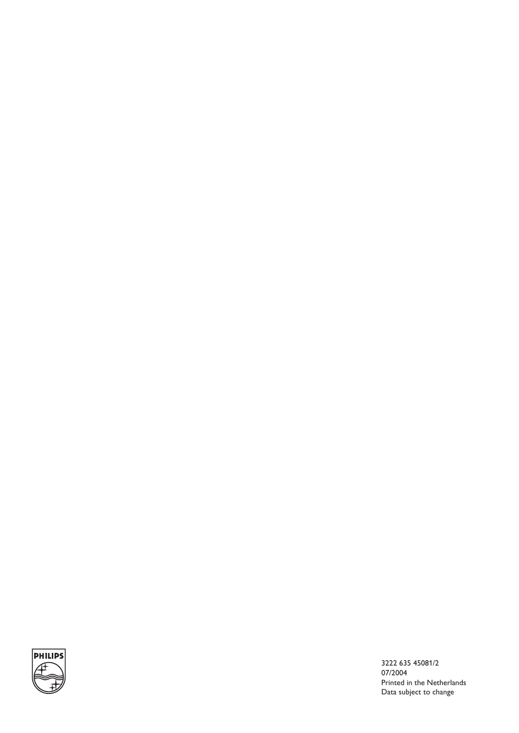PHILIPS

3222 635 45081/2
07/2004
Printed in the Netherlands
Data subject to change